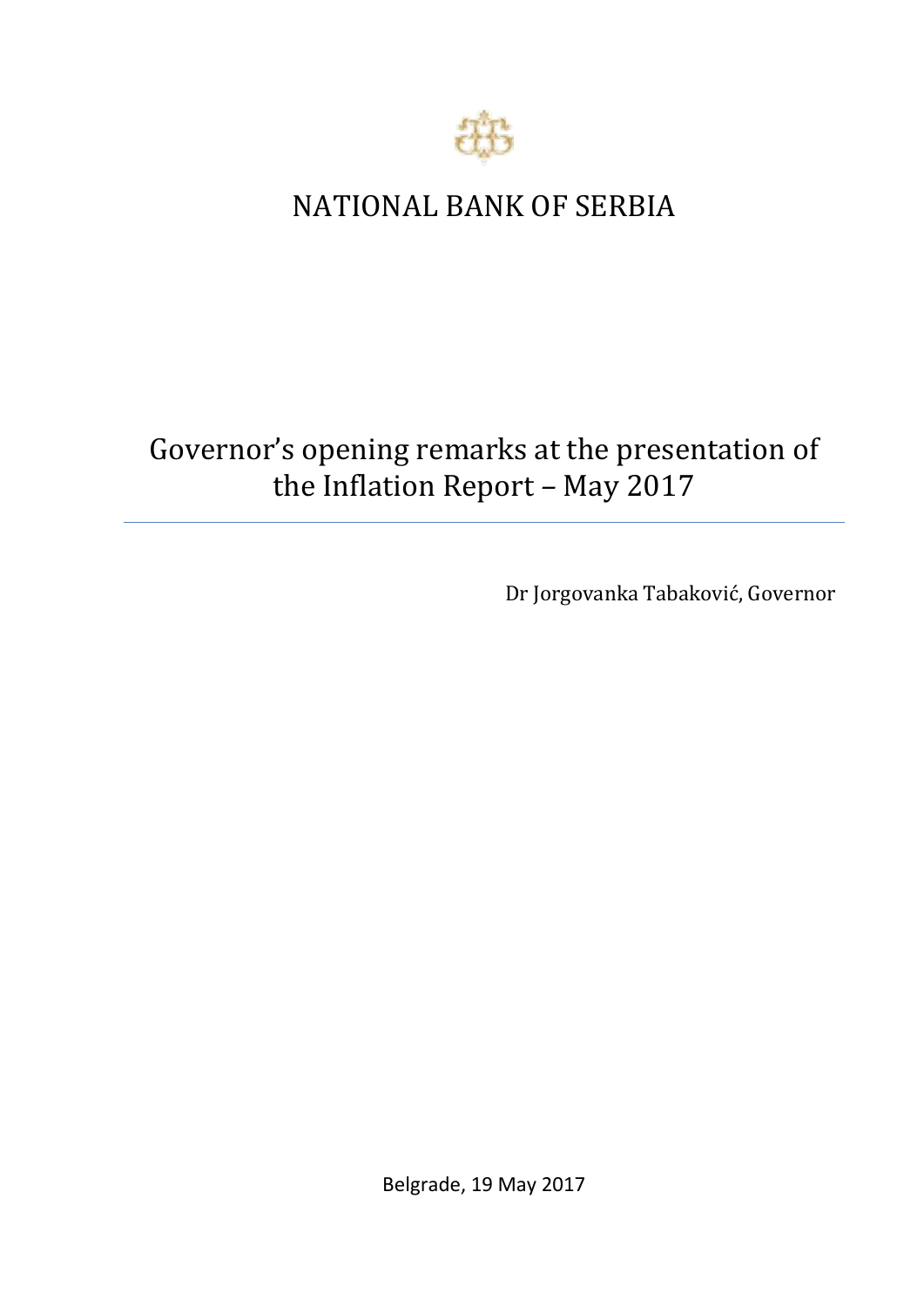# NATIONAL BANK OF SERBIA

## Governor's opening remarks at the presentation of the Inflation Report – May 2017

Dr Jorgovanka Tabaković, Governor

Belgrade, 19 May 2017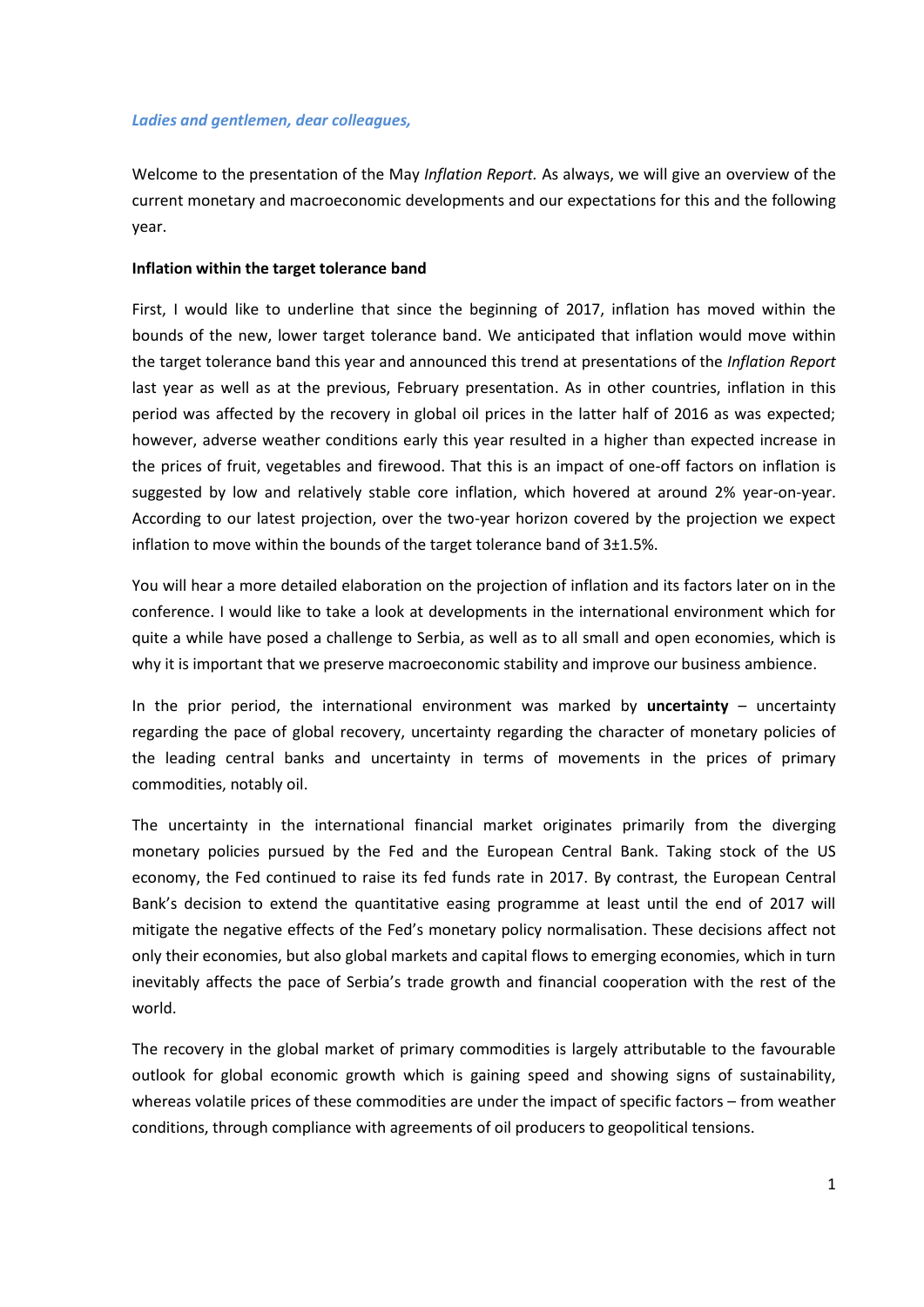*Ladies and gentlemen, dear colleagues,*

Welcome to the presentation of the May *Inflation Report.* As always, we will give an overview of the current monetary and macroeconomic developments and our expectations for this and the following year.

**Inflation within the target tolerance band**

First, I would like to underline that since the beginning of 2017, inflation has moved within the bounds of the new, lower target tolerance band. We anticipated that inflation would move within the target tolerance band this year and announced this trend at presentations of the *Inflation Report* last year as well as at the previous, February presentation. As in other countries, inflation in this period was affected by the recovery in global oil prices in the latter half of 2016 as was expected; however, adverse weather conditions early this year resulted in a higher than expected increase in the prices of fruit, vegetables and firewood. That this is an impact of one-off factors on inflation is suggested by low and relatively stable core inflation, which hovered at around 2% year-on-year. According to our latest projection, over the two-year horizon covered by the projection we expect inflation to move within the bounds of the target tolerance band of 3±1.5%.

You will hear a more detailed elaboration on the projection of inflation and its factors later on in the conference. I would like to take a look at developments in the international environment which for quite a while have posed a challenge to Serbia, as well as to all small and open economies, which is why it is important that we preserve macroeconomic stability and improve our business ambience.

In the prior period, the international environment was marked by **uncertainty** – uncertainty regarding the pace of global recovery, uncertainty regarding the character of monetary policies of the leading central banks and uncertainty in terms of movements in the prices of primary commodities, notably oil.

The uncertainty in the international financial market originates primarily from the diverging monetary policies pursued by the Fed and the European Central Bank. Taking stock of the US economy, the Fed continued to raise its fed funds rate in 2017. By contrast, the European Central Bank's decision to extend the quantitative easing programme at least until the end of 2017 will mitigate the negative effects of the Fed's monetary policy normalisation. These decisions affect not only their economies, but also global markets and capital flows to emerging economies, which in turn inevitably affects the pace of Serbia's trade growth and financial cooperation with the rest of the world.

The recovery in the global market of primary commodities is largely attributable to the favourable outlook for global economic growth which is gaining speed and showing signs of sustainability, whereas volatile prices of these commodities are under the impact of specific factors – from weather conditions, through compliance with agreements of oil producers to geopolitical tensions.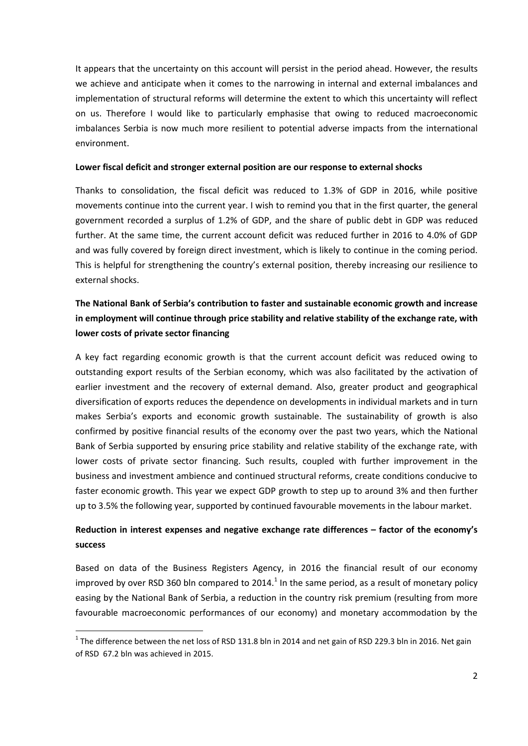It appears that the uncertainty on this account will persist in the period ahead. However, the results we achieve and anticipate when it comes to the narrowing in internal and external imbalances and implementation of structural reforms will determine the extent to which this uncertainty will reflect on us. Therefore I would like to particularly emphasise that owing to reduced macroeconomic imbalances Serbia is now much more resilient to potential adverse impacts from the international environment.

**Lower fiscal deficit and stronger external position are our response to external shocks**

Thanks to consolidation, the fiscal deficit was reduced to 1.3% of GDP in 2016, while positive movements continue into the current year. I wish to remind you that in the first quarter, the general government recorded a surplus of 1.2% of GDP, and the share of public debt in GDP was reduced further. At the same time, the current account deficit was reduced further in 2016 to 4.0% of GDP and was fully covered by foreign direct investment, which is likely to continue in the coming period. This is helpful for strengthening the country's external position, thereby increasing our resilience to external shocks.

**The National Bank of Serbia's contribution to faster and sustainable economic growth and increase in employment will continue through price stability and relative stability of the exchange rate, with lower costs of private sector financing**

A key fact regarding economic growth is that the current account deficit was reduced owing to outstanding export results of the Serbian economy, which was also facilitated by the activation of earlier investment and the recovery of external demand. Also, greater product and geographical diversification of exports reduces the dependence on developments in individual markets and in turn makes Serbia's exports and economic growth sustainable. The sustainability of growth is also confirmed by positive financial results of the economy over the past two years, which the National Bank of Serbia supported by ensuring price stability and relative stability of the exchange rate, with lower costs of private sector financing. Such results, coupled with further improvement in the business and investment ambience and continued structural reforms, create conditions conducive to faster economic growth. This year we expect GDP growth to step up to around 3% and then further up to 3.5% the following year, supported by continued favourable movements in the labour market.

**Reduction in interest expenses and negative exchange rate differences – factor of the economy's success**

Based on data of the Business Registers Agency, in 2016 the financial result of our economy improved by over RSD 360 bln compared to 2014.[1] In the same period, as a result of monetary policy easing by the National Bank of Serbia, a reduction in the country risk premium (resulting from more favourable macroeconomic performances of our economy) and monetary accommodation by the

[1] The difference between the net loss of RSD 131.8 bln in 2014 and net gain of RSD 229.3 bln in 2016. Net gain of RSD 67.2 bln was achieved in 2015.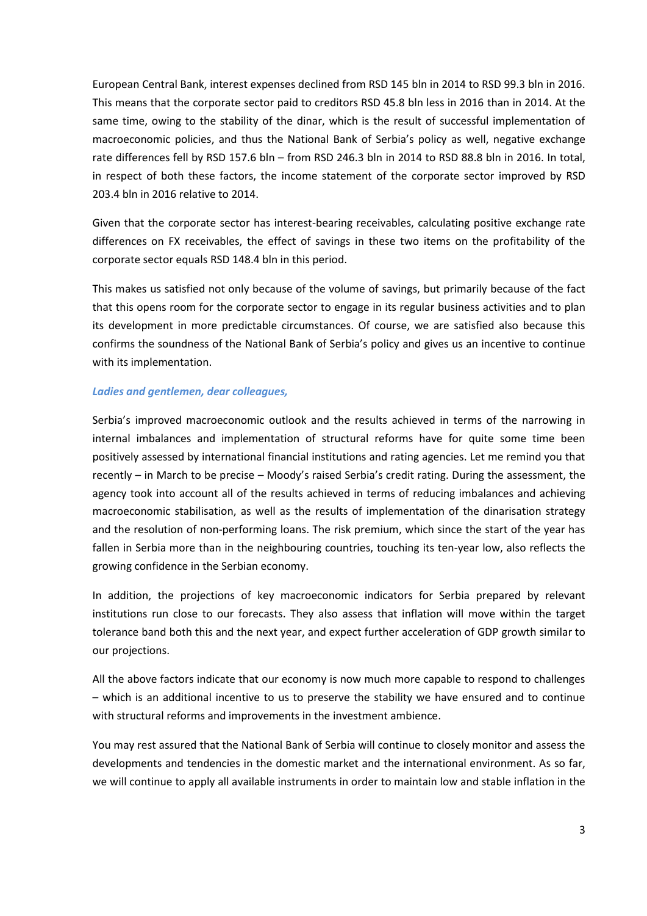European Central Bank, interest expenses declined from RSD 145 bln in 2014 to RSD 99.3 bln in 2016. This means that the corporate sector paid to creditors RSD 45.8 bln less in 2016 than in 2014. At the same time, owing to the stability of the dinar, which is the result of successful implementation of macroeconomic policies, and thus the National Bank of Serbia's policy as well, negative exchange rate differences fell by RSD 157.6 bln – from RSD 246.3 bln in 2014 to RSD 88.8 bln in 2016. In total, in respect of both these factors, the income statement of the corporate sector improved by RSD 203.4 bln in 2016 relative to 2014.

Given that the corporate sector has interest-bearing receivables, calculating positive exchange rate differences on FX receivables, the effect of savings in these two items on the profitability of the corporate sector equals RSD 148.4 bln in this period.

This makes us satisfied not only because of the volume of savings, but primarily because of the fact that this opens room for the corporate sector to engage in its regular business activities and to plan its development in more predictable circumstances. Of course, we are satisfied also because this confirms the soundness of the National Bank of Serbia's policy and gives us an incentive to continue with its implementation.

***Ladies and gentlemen, dear colleagues,***

Serbia's improved macroeconomic outlook and the results achieved in terms of the narrowing in internal imbalances and implementation of structural reforms have for quite some time been positively assessed by international financial institutions and rating agencies. Let me remind you that recently – in March to be precise – Moody's raised Serbia's credit rating. During the assessment, the agency took into account all of the results achieved in terms of reducing imbalances and achieving macroeconomic stabilisation, as well as the results of implementation of the dinarisation strategy and the resolution of non-performing loans. The risk premium, which since the start of the year has fallen in Serbia more than in the neighbouring countries, touching its ten-year low, also reflects the growing confidence in the Serbian economy.

In addition, the projections of key macroeconomic indicators for Serbia prepared by relevant institutions run close to our forecasts. They also assess that inflation will move within the target tolerance band both this and the next year, and expect further acceleration of GDP growth similar to our projections.

All the above factors indicate that our economy is now much more capable to respond to challenges – which is an additional incentive to us to preserve the stability we have ensured and to continue with structural reforms and improvements in the investment ambience.

You may rest assured that the National Bank of Serbia will continue to closely monitor and assess the developments and tendencies in the domestic market and the international environment. As so far, we will continue to apply all available instruments in order to maintain low and stable inflation in the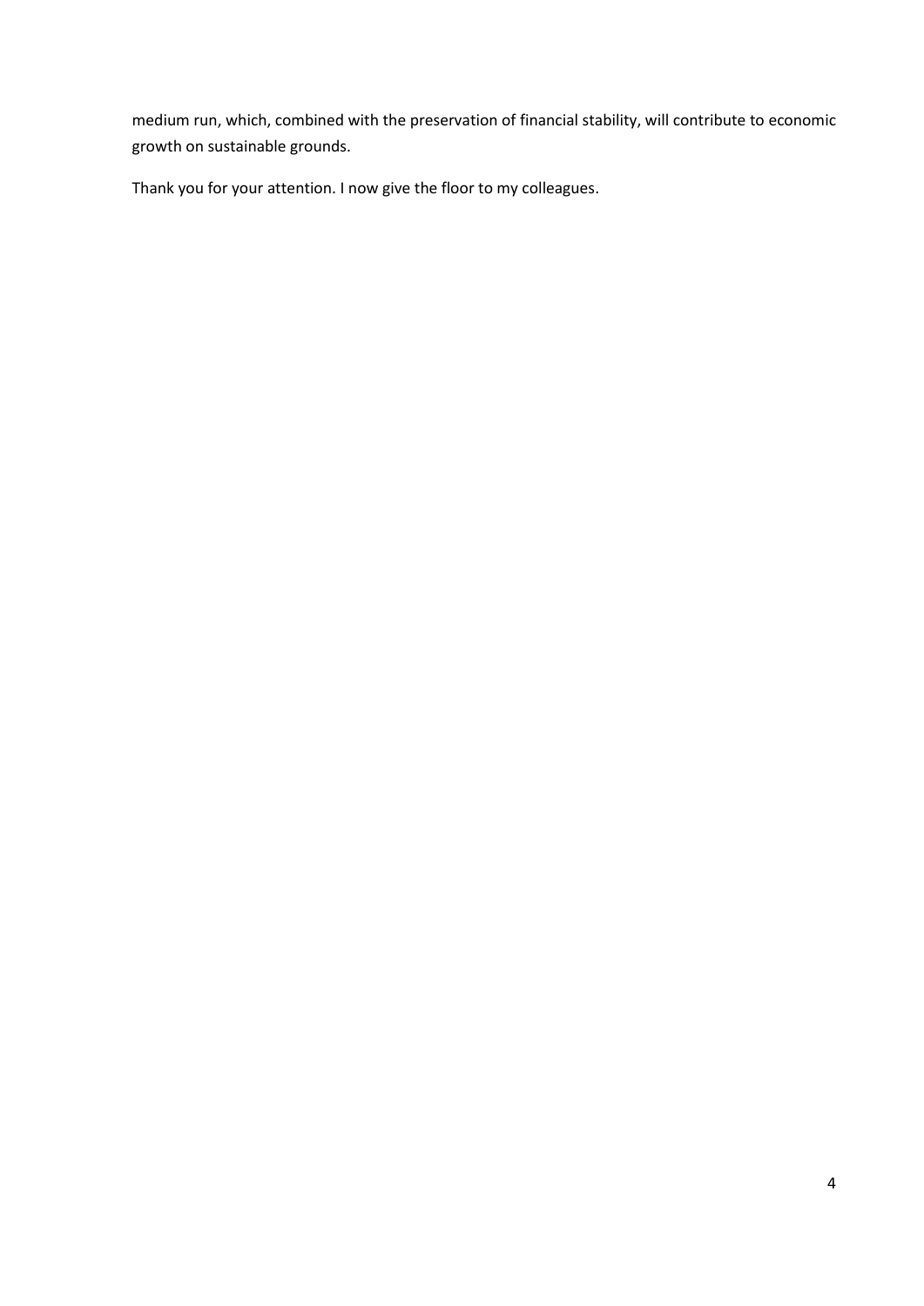medium run, which, combined with the preservation of financial stability, will contribute to economic growth on sustainable grounds.

Thank you for your attention. I now give the floor to my colleagues.